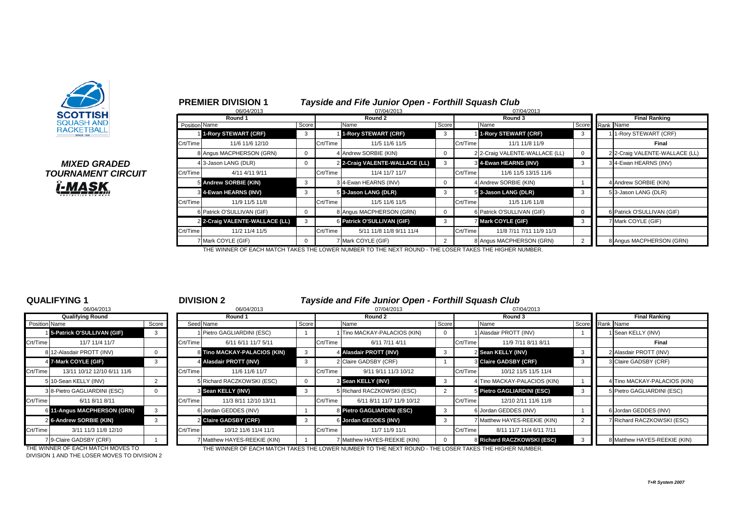**MIXED GRADED TOURNAMENT CIRCUIT**

## PREMIER DIVISION 1

### Tayside and Fife Junior Open - Forthill Squash Club

| Round 1 (06/04/2013) | | | Round 2 (07/04/2013) | | | Round 3 (07/04/2013) | | | Final Ranking | |
|---|---|---|---|---|---|---|---|---|---|---|
| Position | Name | Score | | Name | Score | | Name | Score | Rank | Name |
| 1 | **1-Rory STEWART (CRF)** | 3 | 1 | **1-Rory STEWART (CRF)** | 3 | 1 | **1-Rory STEWART (CRF)** | 3 | 1 | 1-Rory STEWART (CRF) |
| Crt/Time | 11/6 11/6 12/10 | | Crt/Time | 11/5 11/6 11/5 | | Crt/Time | 11/1 11/8 11/9 | | | **Final** |
| 8 | Angus MACPHERSON (GRN) | 0 | 4 | Andrew SORBIE (KIN) | 0 | 2 | 2-Craig VALENTE-WALLACE (LL) | 0 | 2 | 2-Craig VALENTE-WALLACE (LL) |
| 4 | 3-Jason LANG (DLR) | 0 | 2 | **2-Craig VALENTE-WALLACE (LL)** | 3 | 3 | **4-Ewan HEARNS (INV)** | 3 | 3 | 4-Ewan HEARNS (INV) |
| Crt/Time | 4/11 4/11 9/11 | | Crt/Time | 11/4 11/7 11/7 | | Crt/Time | 11/6 11/5 13/15 11/6 | | | |
| 5 | **Andrew SORBIE (KIN)** | 3 | 3 | 4-Ewan HEARNS (INV) | 0 | 4 | Andrew SORBIE (KIN) | 1 | 4 | Andrew SORBIE (KIN) |
| 3 | **4-Ewan HEARNS (INV)** | 3 | 5 | **3-Jason LANG (DLR)** | 3 | 5 | **3-Jason LANG (DLR)** | 3 | 5 | 3-Jason LANG (DLR) |
| Crt/Time | 11/9 11/5 11/8 | | Crt/Time | 11/5 11/6 11/5 | | Crt/Time | 11/5 11/6 11/8 | | | |
| 6 | Patrick O'SULLIVAN (GIF) | 0 | 8 | Angus MACPHERSON (GRN) | 0 | 6 | Patrick O'SULLIVAN (GIF) | 0 | 6 | Patrick O'SULLIVAN (GIF) |
| 2 | **2-Craig VALENTE-WALLACE (LL)** | 3 | 6 | **Patrick O'SULLIVAN (GIF)** | 3 | 7 | **Mark COYLE (GIF)** | 3 | 7 | Mark COYLE (GIF) |
| Crt/Time | 11/2 11/4 11/5 | | Crt/Time | 5/11 11/8 11/8 9/11 11/4 | | Crt/Time | 11/8 7/11 7/11 11/9 11/3 | | | |
| 7 | Mark COYLE (GIF) | 0 | 7 | Mark COYLE (GIF) | 2 | 8 | Angus MACPHERSON (GRN) | 2 | 8 | Angus MACPHERSON (GRN) |

THE WINNER OF EACH MATCH TAKES THE LOWER NUMBER TO THE NEXT ROUND - THE LOSER TAKES THE HIGHER NUMBER.

## QUALIFYING 1

06/04/2013

| Qualifying Round | | |
|---|---|---|
| Position | Name | Score |
| 1 | **5-Patrick O'SULLIVAN (GIF)** | 3 |
| Crt/Time | 11/7 11/4 11/7 | |
| 8 | 12-Alasdair PROTT (INV) | 0 |
| 4 | **7-Mark COYLE (GIF)** | 3 |
| Crt/Time | 13/11 10/12 12/10 6/11 11/6 | |
| 5 | 10-Sean KELLY (INV) | 2 |
| 3 | 8-Pietro GAGLIARDINI (ESC) | 0 |
| Crt/Time | 6/11 8/11 8/11 | |
| 6 | **11-Angus MACPHERSON (GRN)** | 3 |
| 2 | **6-Andrew SORBIE (KIN)** | 3 |
| Crt/Time | 3/11 11/3 11/8 12/10 | |
| 7 | 9-Claire GADSBY (CRF) | 1 |

THE WINNER OF EACH MATCH MOVES TO DIVISION 1 AND THE LOSER MOVES TO DIVISION 2

## DIVISION 2

### Tayside and Fife Junior Open - Forthill Squash Club

| Round 1 (06/04/2013) | | | Round 2 (07/04/2013) | | | Round 3 (07/04/2013) | | | Final Ranking | |
|---|---|---|---|---|---|---|---|---|---|---|
| Seed | Name | Score | | Name | Score | | Name | Score | Rank | Name |
| 1 | Pietro GAGLIARDINI (ESC) | 1 | 1 | Tino MACKAY-PALACIOS (KIN) | 0 | 1 | Alasdair PROTT (INV) | 1 | 1 | Sean KELLY (INV) |
| Crt/Time | 6/11 6/11 11/7 5/11 | | Crt/Time | 6/11 7/11 4/11 | | Crt/Time | 11/9 7/11 8/11 8/11 | | | **Final** |
| 8 | **Tino MACKAY-PALACIOS (KIN)** | 3 | 4 | **Alasdair PROTT (INV)** | 3 | 2 | **Sean KELLY (INV)** | 3 | 2 | Alasdair PROTT (INV) |
| 4 | **Alasdair PROTT (INV)** | 3 | 2 | Claire GADSBY (CRF) | 1 | 3 | **Claire GADSBY (CRF)** | 3 | 3 | Claire GADSBY (CRF) |
| Crt/Time | 11/6 11/6 11/7 | | Crt/Time | 9/11 9/11 11/3 10/12 | | Crt/Time | 10/12 11/5 11/5 11/4 | | | |
| 5 | Richard RACZKOWSKI (ESC) | 0 | 3 | **Sean KELLY (INV)** | 3 | 4 | Tino MACKAY-PALACIOS (KIN) | 1 | 4 | Tino MACKAY-PALACIOS (KIN) |
| 3 | **Sean KELLY (INV)** | 3 | 5 | Richard RACZKOWSKI (ESC) | 2 | 5 | **Pietro GAGLIARDINI (ESC)** | 3 | 5 | Pietro GAGLIARDINI (ESC) |
| Crt/Time | 11/3 8/11 12/10 13/11 | | Crt/Time | 6/11 8/11 11/7 11/9 10/12 | | Crt/Time | 12/10 2/11 11/6 11/8 | | | |
| 6 | Jordan GEDDES (INV) | 1 | 8 | **Pietro GAGLIARDINI (ESC)** | 3 | 6 | Jordan GEDDES (INV) | 1 | 6 | Jordan GEDDES (INV) |
| 2 | **Claire GADSBY (CRF)** | 3 | 6 | **Jordan GEDDES (INV)** | 3 | 7 | Matthew HAYES-REEKIE (KIN) | 2 | 7 | Richard RACZKOWSKI (ESC) |
| Crt/Time | 10/12 11/6 11/4 11/1 | | Crt/Time | 11/7 11/9 11/1 | | Crt/Time | 8/11 11/7 11/4 6/11 7/11 | | | |
| 7 | Matthew HAYES-REEKIE (KIN) | 1 | 7 | Matthew HAYES-REEKIE (KIN) | 0 | 8 | **Richard RACZKOWSKI (ESC)** | 3 | 8 | Matthew HAYES-REEKIE (KIN) |

THE WINNER OF EACH MATCH TAKES THE LOWER NUMBER TO THE NEXT ROUND - THE LOSER TAKES THE HIGHER NUMBER.

*T+R System 2007*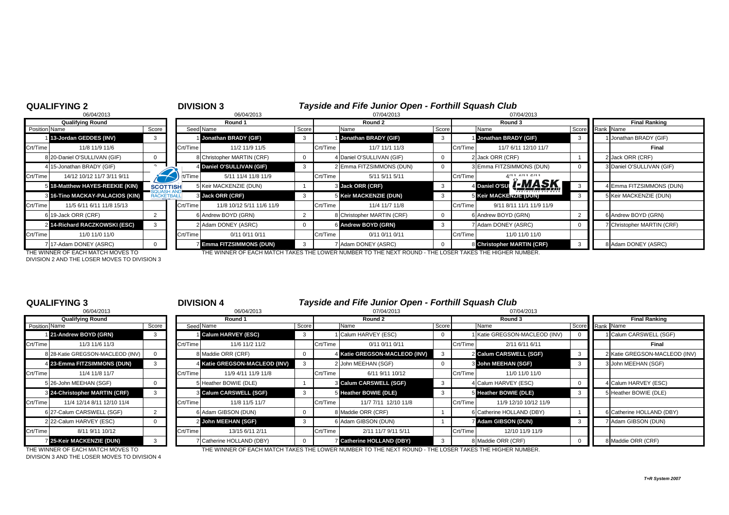## QUALIFYING 2

06/04/2013

| Qualifying Round | | |
|---|---|---|
| Position | Name | Score |
| 1 | **13-Jordan GEDDES (INV)** | 3 |
| Crt/Time | 11/8 11/9 11/6 | |
| 8 | 20-Daniel O'SULLIVAN (GIF) | 0 |
| 4 | 15-Jonathan BRADY (GIF) | 2 |
| Crt/Time | 14/12 10/12 11/7 3/11 9/11 | |
| 5 | **18-Matthew HAYES-REEKIE (KIN)** | 3 |
| 3 | **16-Tino MACKAY-PALACIOS (KIN)** | 3 |
| Crt/Time | 11/5 6/11 6/11 11/8 15/13 | |
| 6 | 19-Jack ORR (CRF) | 2 |
| 2 | **14-Richard RACZKOWSKI (ESC)** | 3 |
| Crt/Time | 11/0 11/0 11/0 | |
| 7 | 17-Adam DONEY (ASRC) | 0 |

THE WINNER OF EACH MATCH MOVES TO DIVISION 2 AND THE LOSER MOVES TO DIVISION 3

## DIVISION 3

### Tayside and Fife Junior Open - Forthill Squash Club

| Round 1 (06/04/2013) | | | Round 2 (07/04/2013) | | | Round 3 (07/04/2013) | | | Final Ranking | |
|---|---|---|---|---|---|---|---|---|---|---|
| Seed | Name | Score | | Name | Score | | Name | Score | Rank | Name |
| 1 | **Jonathan BRADY (GIF)** | 3 | 1 | **Jonathan BRADY (GIF)** | 3 | 1 | **Jonathan BRADY (GIF)** | 3 | 1 | Jonathan BRADY (GIF) |
| Crt/Time | 11/2 11/9 11/5 | | Crt/Time | 11/7 11/1 11/3 | | Crt/Time | 11/7 6/11 12/10 11/7 | | | **Final** |
| 8 | Christopher MARTIN (CRF) | 0 | 4 | Daniel O'SULLIVAN (GIF) | 0 | 2 | Jack ORR (CRF) | 1 | 2 | Jack ORR (CRF) |
| 4 | **Daniel O'SULLIVAN (GIF)** | 3 | 2 | Emma FITZSIMMONS (DUN) | 0 | 3 | Emma FITZSIMMONS (DUN) | 0 | 3 | Daniel O'SULLIVAN (GIF) |
| Crt/Time | 5/11 11/4 11/8 11/9 | | Crt/Time | 5/11 5/11 5/11 | | Crt/Time | 4/11 4/11 6/11 | | | |
| 5 | Keir MACKENZIE (DUN) | 1 | 3 | **Jack ORR (CRF)** | 3 | 4 | **Daniel O'SULLIVAN (GIF)** | 3 | 4 | Emma FITZSIMMONS (DUN) |
| 3 | **Jack ORR (CRF)** | 3 | 5 | **Keir MACKENZIE (DUN)** | 3 | 5 | **Keir MACKENZIE (DUN)** | 3 | 5 | Keir MACKENZIE (DUN) |
| Crt/Time | 11/8 10/12 5/11 11/6 11/9 | | Crt/Time | 11/4 11/7 11/8 | | Crt/Time | 9/11 8/11 11/1 11/9 11/9 | | | |
| 6 | Andrew BOYD (GRN) | 2 | 8 | Christopher MARTIN (CRF) | 0 | 6 | Andrew BOYD (GRN) | 2 | 6 | Andrew BOYD (GRN) |
| 2 | Adam DONEY (ASRC) | 0 | 6 | **Andrew BOYD (GRN)** | 3 | 7 | Adam DONEY (ASRC) | 0 | 7 | Christopher MARTIN (CRF) |
| Crt/Time | 0/11 0/11 0/11 | | Crt/Time | 0/11 0/11 0/11 | | Crt/Time | 11/0 11/0 11/0 | | | |
| 7 | **Emma FITZSIMMONS (DUN)** | 3 | 7 | Adam DONEY (ASRC) | 0 | 8 | **Christopher MARTIN (CRF)** | 3 | 8 | Adam DONEY (ASRC) |

THE WINNER OF EACH MATCH TAKES THE LOWER NUMBER TO THE NEXT ROUND - THE LOSER TAKES THE HIGHER NUMBER.

## QUALIFYING 3

06/04/2013

| Qualifying Round | | |
|---|---|---|
| Position | Name | Score |
| 1 | **21-Andrew BOYD (GRN)** | 3 |
| Crt/Time | 11/3 11/6 11/3 | |
| 8 | 28-Katie GREGSON-MACLEOD (INV) | 0 |
| 4 | **23-Emma FITZSIMMONS (DUN)** | 3 |
| Crt/Time | 11/4 11/8 11/7 | |
| 5 | 26-John MEEHAN (SGF) | 0 |
| 3 | **24-Christopher MARTIN (CRF)** | 3 |
| Crt/Time | 11/4 12/14 8/11 12/10 11/4 | |
| 6 | 27-Calum CARSWELL (SGF) | 2 |
| 2 | 22-Calum HARVEY (ESC) | 0 |
| Crt/Time | 8/11 9/11 10/12 | |
| 7 | **25-Keir MACKENZIE (DUN)** | 3 |

THE WINNER OF EACH MATCH MOVES TO DIVISION 3 AND THE LOSER MOVES TO DIVISION 4

## DIVISION 4

### Tayside and Fife Junior Open - Forthill Squash Club

| Round 1 (06/04/2013) | | | Round 2 (07/04/2013) | | | Round 3 (07/04/2013) | | | Final Ranking | |
|---|---|---|---|---|---|---|---|---|---|---|
| Seed | Name | Score | | Name | Score | | Name | Score | Rank | Name |
| 1 | **Calum HARVEY (ESC)** | 3 | 1 | Calum HARVEY (ESC) | 0 | 1 | Katie GREGSON-MACLEOD (INV) | 0 | 1 | Calum CARSWELL (SGF) |
| Crt/Time | 11/6 11/2 11/2 | | Crt/Time | 0/11 0/11 0/11 | | Crt/Time | 2/11 6/11 6/11 | | | **Final** |
| 8 | Maddie ORR (CRF) | 0 | 4 | **Katie GREGSON-MACLEOD (INV)** | 3 | 2 | **Calum CARSWELL (SGF)** | 3 | 2 | Katie GREGSON-MACLEOD (INV) |
| 4 | **Katie GREGSON-MACLEOD (INV)** | 3 | 2 | John MEEHAN (SGF) | 0 | 3 | **John MEEHAN (SGF)** | 3 | 3 | John MEEHAN (SGF) |
| Crt/Time | 11/9 4/11 11/9 11/8 | | Crt/Time | 6/11 9/11 10/12 | | Crt/Time | 11/0 11/0 11/0 | | | |
| 5 | Heather BOWIE (DLE) | 1 | 3 | **Calum CARSWELL (SGF)** | 3 | 4 | Calum HARVEY (ESC) | 0 | 4 | Calum HARVEY (ESC) |
| 3 | **Calum CARSWELL (SGF)** | 3 | 5 | **Heather BOWIE (DLE)** | 3 | 5 | **Heather BOWIE (DLE)** | 3 | 5 | Heather BOWIE (DLE) |
| Crt/Time | 11/8 11/5 11/7 | | Crt/Time | 11/7 7/11 12/10 11/8 | | Crt/Time | 11/9 12/10 10/12 11/9 | | | |
| 6 | Adam GIBSON (DUN) | 0 | 8 | Maddie ORR (CRF) | 1 | 6 | Catherine HOLLAND (DBY) | 1 | 6 | Catherine HOLLAND (DBY) |
| 2 | **John MEEHAN (SGF)** | 3 | 6 | Adam GIBSON (DUN) | 1 | 7 | **Adam GIBSON (DUN)** | 3 | 7 | Adam GIBSON (DUN) |
| Crt/Time | 13/15 6/11 2/11 | | Crt/Time | 2/11 11/7 9/11 5/11 | | Crt/Time | 12/10 11/9 11/9 | | | |
| 7 | Catherine HOLLAND (DBY) | 0 | 7 | **Catherine HOLLAND (DBY)** | 3 | 8 | Maddie ORR (CRF) | 0 | 8 | Maddie ORR (CRF) |

THE WINNER OF EACH MATCH TAKES THE LOWER NUMBER TO THE NEXT ROUND - THE LOSER TAKES THE HIGHER NUMBER.

*T+R System 2007*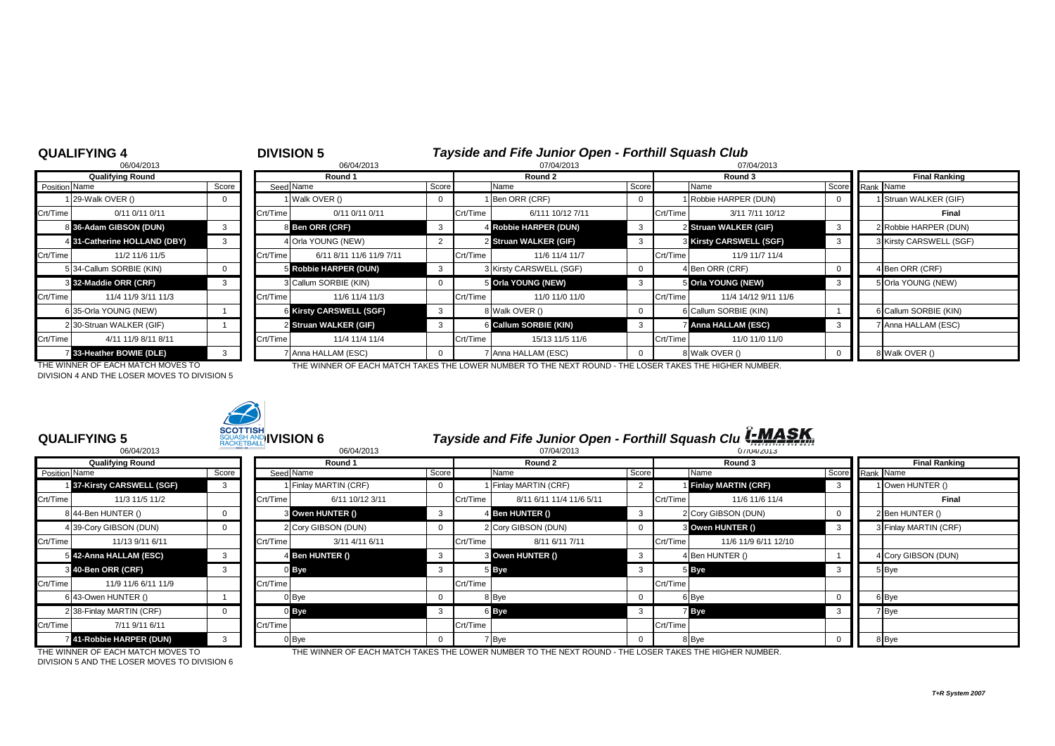## QUALIFYING 4

06/04/2013

| Qualifying Round | | |
|---|---|---|
| Position | Name | Score |
| 1 | 29-Walk OVER () | 0 |
| Crt/Time | 0/11 0/11 0/11 | |
| 8 | **36-Adam GIBSON (DUN)** | 3 |
| 4 | **31-Catherine HOLLAND (DBY)** | 3 |
| Crt/Time | 11/2 11/6 11/5 | |
| 5 | 34-Callum SORBIE (KIN) | 0 |
| 3 | **32-Maddie ORR (CRF)** | 3 |
| Crt/Time | 11/4 11/9 3/11 11/3 | |
| 6 | 35-Orla YOUNG (NEW) | 1 |
| 2 | 30-Struan WALKER (GIF) | 1 |
| Crt/Time | 4/11 11/9 8/11 8/11 | |
| 7 | **33-Heather BOWIE (DLE)** | 3 |

THE WINNER OF EACH MATCH MOVES TO DIVISION 4 AND THE LOSER MOVES TO DIVISION 5

## DIVISION 5

### *Tayside and Fife Junior Open - Forthill Squash Club*

| Round 1 (06/04/2013) | | | Round 2 (07/04/2013) | | | Round 3 (07/04/2013) | | | Final Ranking | |
|---|---|---|---|---|---|---|---|---|---|---|
| Seed | Name | Score | | Name | Score | | Name | Score | Rank | Name |
| 1 | Walk OVER () | 0 | 1 | Ben ORR (CRF) | 0 | 1 | Robbie HARPER (DUN) | 0 | 1 | Struan WALKER (GIF) |
| Crt/Time | 0/11 0/11 0/11 | | Crt/Time | 6/111 10/12 7/11 | | Crt/Time | 3/11 7/11 10/12 | | | **Final** |
| 8 | **Ben ORR (CRF)** | 3 | 4 | **Robbie HARPER (DUN)** | 3 | 2 | **Struan WALKER (GIF)** | 3 | 2 | Robbie HARPER (DUN) |
| 4 | Orla YOUNG (NEW) | 2 | 2 | **Struan WALKER (GIF)** | 3 | 3 | **Kirsty CARSWELL (SGF)** | 3 | 3 | Kirsty CARSWELL (SGF) |
| Crt/Time | 6/11 8/11 11/6 11/9 7/11 | | Crt/Time | 11/6 11/4 11/7 | | Crt/Time | 11/9 11/7 11/4 | | | |
| 5 | **Robbie HARPER (DUN)** | 3 | 3 | Kirsty CARSWELL (SGF) | 0 | 4 | Ben ORR (CRF) | 0 | 4 | Ben ORR (CRF) |
| 3 | Callum SORBIE (KIN) | 0 | 5 | **Orla YOUNG (NEW)** | 3 | 5 | **Orla YOUNG (NEW)** | 3 | 5 | Orla YOUNG (NEW) |
| Crt/Time | 11/6 11/4 11/3 | | Crt/Time | 11/0 11/0 11/0 | | Crt/Time | 11/4 14/12 9/11 11/6 | | | |
| 6 | **Kirsty CARSWELL (SGF)** | 3 | 8 | Walk OVER () | 0 | 6 | Callum SORBIE (KIN) | 1 | 6 | Callum SORBIE (KIN) |
| 2 | **Struan WALKER (GIF)** | 3 | 6 | **Callum SORBIE (KIN)** | 3 | 7 | **Anna HALLAM (ESC)** | 3 | 7 | Anna HALLAM (ESC) |
| Crt/Time | 11/4 11/4 11/4 | | Crt/Time | 15/13 11/5 11/6 | | Crt/Time | 11/0 11/0 11/0 | | | |
| 7 | Anna HALLAM (ESC) | 0 | 7 | Anna HALLAM (ESC) | 0 | 8 | Walk OVER () | 0 | 8 | Walk OVER () |

THE WINNER OF EACH MATCH TAKES THE LOWER NUMBER TO THE NEXT ROUND - THE LOSER TAKES THE HIGHER NUMBER.

## QUALIFYING 5

06/04/2013

| Qualifying Round | | |
|---|---|---|
| Position | Name | Score |
| 1 | **37-Kirsty CARSWELL (SGF)** | 3 |
| Crt/Time | 11/3 11/5 11/2 | |
| 8 | 44-Ben HUNTER () | 0 |
| 4 | 39-Cory GIBSON (DUN) | 0 |
| Crt/Time | 11/13 9/11 6/11 | |
| 5 | **42-Anna HALLAM (ESC)** | 3 |
| 3 | **40-Ben ORR (CRF)** | 3 |
| Crt/Time | 11/9 11/6 6/11 11/9 | |
| 6 | 43-Owen HUNTER () | 1 |
| 2 | 38-Finlay MARTIN (CRF) | 0 |
| Crt/Time | 7/11 9/11 6/11 | |
| 7 | **41-Robbie HARPER (DUN)** | 3 |

THE WINNER OF EACH MATCH MOVES TO DIVISION 5 AND THE LOSER MOVES TO DIVISION 6

## DIVISION 6

### *Tayside and Fife Junior Open - Forthill Squash Club*

| Round 1 (06/04/2013) | | | Round 2 (07/04/2013) | | | Round 3 (07/04/2013) | | | Final Ranking | |
|---|---|---|---|---|---|---|---|---|---|---|
| Seed | Name | Score | | Name | Score | | Name | Score | Rank | Name |
| 1 | Finlay MARTIN (CRF) | 0 | 1 | Finlay MARTIN (CRF) | 2 | 1 | **Finlay MARTIN (CRF)** | 3 | 1 | Owen HUNTER () |
| Crt/Time | 6/11 10/12 3/11 | | Crt/Time | 8/11 6/11 11/4 11/6 5/11 | | Crt/Time | 11/6 11/6 11/4 | | | **Final** |
| 3 | **Owen HUNTER ()** | 3 | 4 | **Ben HUNTER ()** | 3 | 2 | Cory GIBSON (DUN) | 0 | 2 | Ben HUNTER () |
| 2 | Cory GIBSON (DUN) | 0 | 2 | Cory GIBSON (DUN) | 0 | 3 | **Owen HUNTER ()** | 3 | 3 | Finlay MARTIN (CRF) |
| Crt/Time | 3/11 4/11 6/11 | | Crt/Time | 8/11 6/11 7/11 | | Crt/Time | 11/6 11/9 6/11 12/10 | | | |
| 4 | **Ben HUNTER ()** | 3 | 3 | **Owen HUNTER ()** | 3 | 4 | Ben HUNTER () | 1 | 4 | Cory GIBSON (DUN) |
| 0 | **Bye** | 3 | 5 | **Bye** | 3 | 5 | **Bye** | 3 | 5 | Bye |
| Crt/Time | | | Crt/Time | | | Crt/Time | | | | |
| 0 | Bye | 0 | 8 | Bye | 0 | 6 | Bye | 0 | 6 | Bye |
| 0 | **Bye** | 3 | 6 | **Bye** | 3 | 7 | **Bye** | 3 | 7 | Bye |
| Crt/Time | | | Crt/Time | | | Crt/Time | | | | |
| 0 | Bye | 0 | 7 | Bye | 0 | 8 | Bye | 0 | 8 | Bye |

THE WINNER OF EACH MATCH TAKES THE LOWER NUMBER TO THE NEXT ROUND - THE LOSER TAKES THE HIGHER NUMBER.

*T+R System 2007*